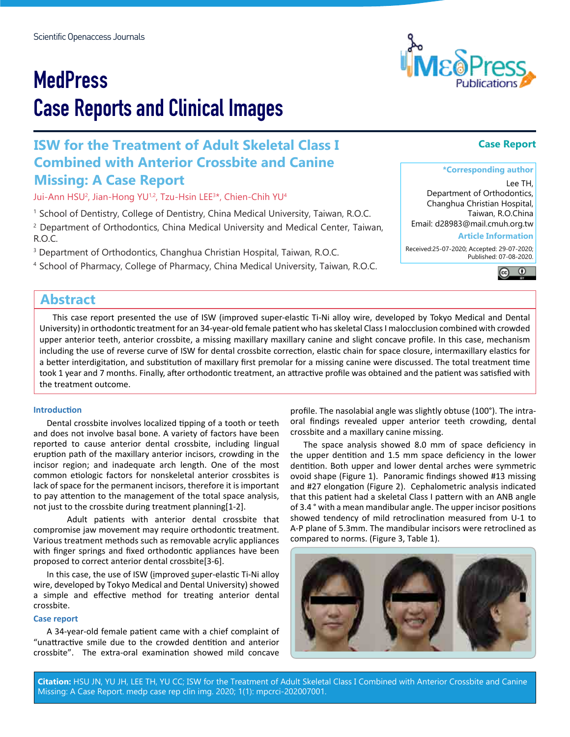Scientific Openaccess Journals

# MedPress Case Reports and Clinical Images

## ISW for the Treatment of Adult Skeletal Class I Combined with Anterior Crossbite and Canine Missing: A Case Report

**Case Report**

Jui-Ann HSU[2], Jian-Hong YU[1,2], Tzu-Hsin LEE[3*], Chien-Chih YU[4]

[1] School of Dentistry, College of Dentistry, China Medical University, Taiwan, R.O.C.

[2] Department of Orthodontics, China Medical University and Medical Center, Taiwan, R.O.C.

[3] Department of Orthodontics, Changhua Christian Hospital, Taiwan, R.O.C.

[4] School of Pharmacy, College of Pharmacy, China Medical University, Taiwan, R.O.C.

**\*Corresponding author**

Lee TH,
Department of Orthodontics,
Changhua Christian Hospital,
Taiwan, R.O.China
Email: d28983@mail.cmuh.org.tw

**Article Information**

Received:25-07-2020; Accepted: 29-07-2020; Published: 07-08-2020.

## Abstract

This case report presented the use of ISW (improved super-elastic Ti-Ni alloy wire, developed by Tokyo Medical and Dental University) in orthodontic treatment for an 34-year-old female patient who has skeletal Class I malocclusion combined with crowded upper anterior teeth, anterior crossbite, a missing maxillary maxillary canine and slight concave profile. In this case, mechanism including the use of reverse curve of ISW for dental crossbite correction, elastic chain for space closure, intermaxillary elastics for a better interdigitation, and substitution of maxillary first premolar for a missing canine were discussed. The total treatment time took 1 year and 7 months. Finally, after orthodontic treatment, an attractive profile was obtained and the patient was satisfied with the treatment outcome.

### Introduction

Dental crossbite involves localized tipping of a tooth or teeth and does not involve basal bone. A variety of factors have been reported to cause anterior dental crossbite, including lingual eruption path of the maxillary anterior incisors, crowding in the incisor region; and inadequate arch length. One of the most common etiologic factors for nonskeletal anterior crossbites is lack of space for the permanent incisors, therefore it is important to pay attention to the management of the total space analysis, not just to the crossbite during treatment planning[1-2].

Adult patients with anterior dental crossbite that compromise jaw movement may require orthodontic treatment. Various treatment methods such as removable acrylic appliances with finger springs and fixed orthodontic appliances have been proposed to correct anterior dental crossbite[3-6].

In this case, the use of ISW (improved super-elastic Ti-Ni alloy wire, developed by Tokyo Medical and Dental University) showed a simple and effective method for treating anterior dental crossbite.

### Case report

A 34-year-old female patient came with a chief complaint of "unattractive smile due to the crowded dentition and anterior crossbite". The extra-oral examination showed mild concave profile. The nasolabial angle was slightly obtuse (100°). The intra-oral findings revealed upper anterior teeth crowding, dental crossbite and a maxillary canine missing.

The space analysis showed 8.0 mm of space deficiency in the upper dentition and 1.5 mm space deficiency in the lower dentition. Both upper and lower dental arches were symmetric ovoid shape (Figure 1). Panoramic findings showed #13 missing and #27 elongation (Figure 2). Cephalometric analysis indicated that this patient had a skeletal Class I pattern with an ANB angle of 3.4 ° with a mean mandibular angle. The upper incisor positions showed tendency of mild retroclination measured from U-1 to A-P plane of 5.3mm. The mandibular incisors were retroclined as compared to norms. (Figure 3, Table 1).

**Citation:** HSU JN, YU JH, LEE TH, YU CC; ISW for the Treatment of Adult Skeletal Class I Combined with Anterior Crossbite and Canine Missing: A Case Report. medp case rep clin img. 2020; 1(1): mpcrci-202007001.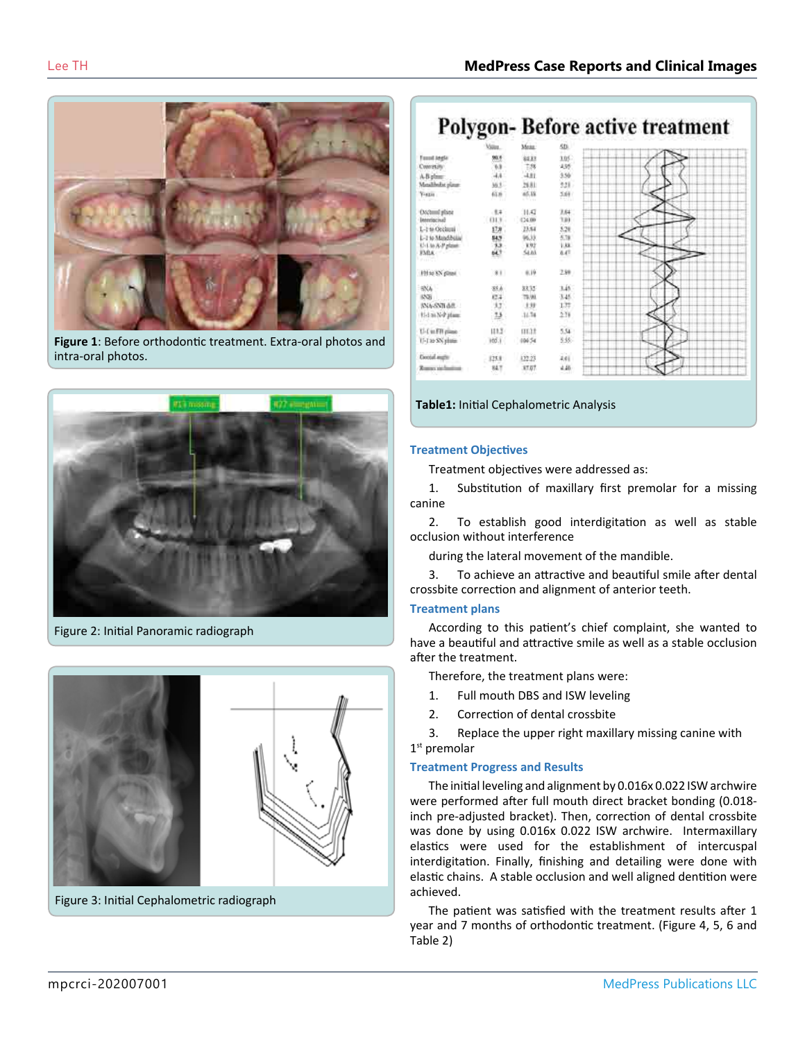Figure 1: Before orthodontic treatment. Extra-oral photos and intra-oral photos.

Figure 2: Initial Panoramic radiograph

Figure 3: Initial Cephalometric radiograph

**Table1:** Initial Cephalometric Analysis

### Treatment Objectives

Treatment objectives were addressed as:

1. Substitution of maxillary first premolar for a missing canine

2. To establish good interdigitation as well as stable occlusion without interference during the lateral movement of the mandible.

3. To achieve an attractive and beautiful smile after dental crossbite correction and alignment of anterior teeth.

### Treatment plans

According to this patient's chief complaint, she wanted to have a beautiful and attractive smile as well as a stable occlusion after the treatment.

Therefore, the treatment plans were:

1. Full mouth DBS and ISW leveling
2. Correction of dental crossbite
3. Replace the upper right maxillary missing canine with 1st premolar

### Treatment Progress and Results

The initial leveling and alignment by 0.016x 0.022 ISW archwire were performed after full mouth direct bracket bonding (0.018-inch pre-adjusted bracket). Then, correction of dental crossbite was done by using 0.016x 0.022 ISW archwire. Intermaxillary elastics were used for the establishment of intercuspal interdigitation. Finally, finishing and detailing were done with elastic chains. A stable occlusion and well aligned dentition were achieved.

The patient was satisfied with the treatment results after 1 year and 7 months of orthodontic treatment. (Figure 4, 5, 6 and Table 2)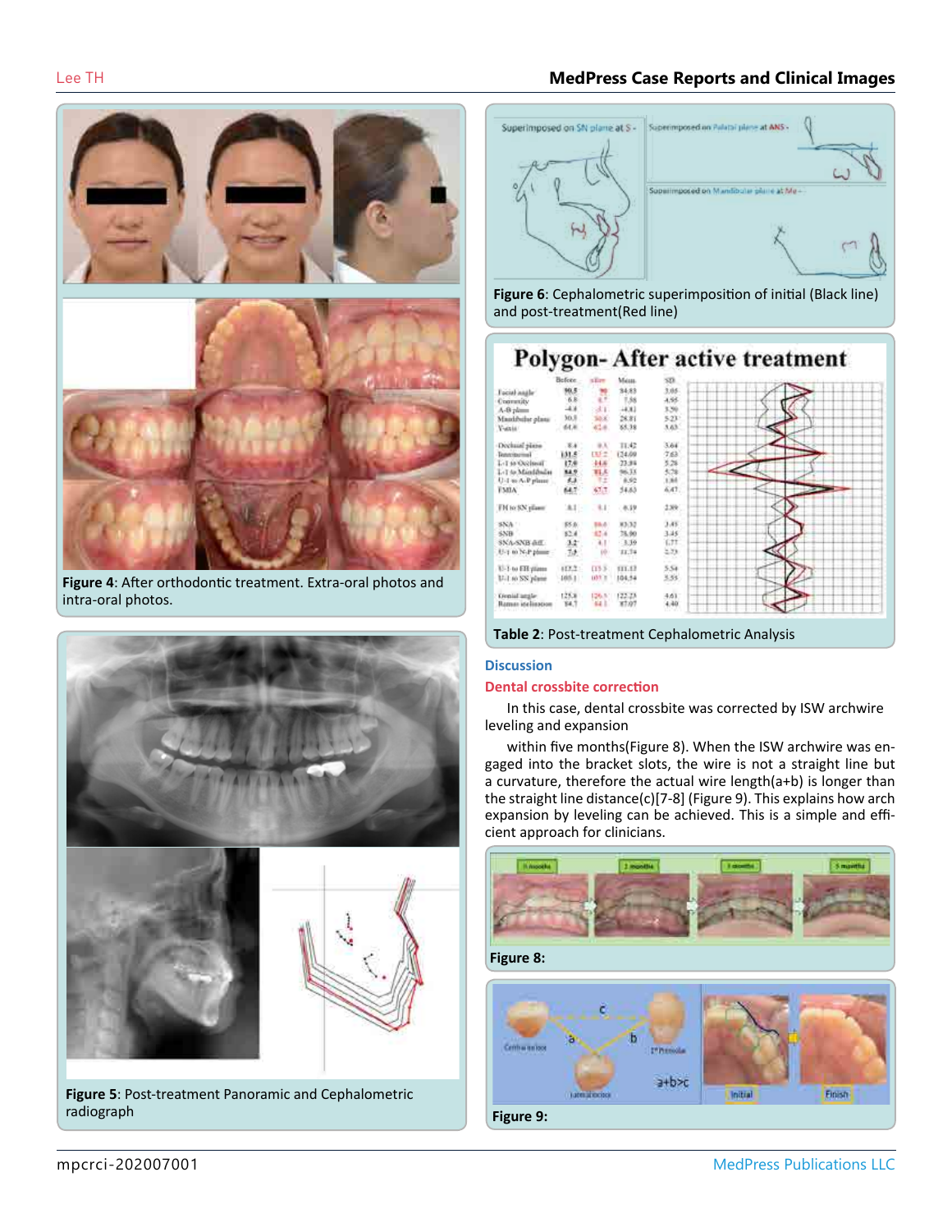Figure 4: After orthodontic treatment. Extra-oral photos and intra-oral photos.

Figure 5: Post-treatment Panoramic and Cephalometric radiograph

Figure 6: Cephalometric superimposition of initial (Black line) and post-treatment(Red line)

Table 2: Post-treatment Cephalometric Analysis

## Discussion

### Dental crossbite correction

In this case, dental crossbite was corrected by ISW archwire leveling and expansion

within five months(Figure 8). When the ISW archwire was engaged into the bracket slots, the wire is not a straight line but a curvature, therefore the actual wire length(a+b) is longer than the straight line distance(c)[7-8] (Figure 9). This explains how arch expansion by leveling can be achieved. This is a simple and efficient approach for clinicians.

Figure 8:

Figure 9: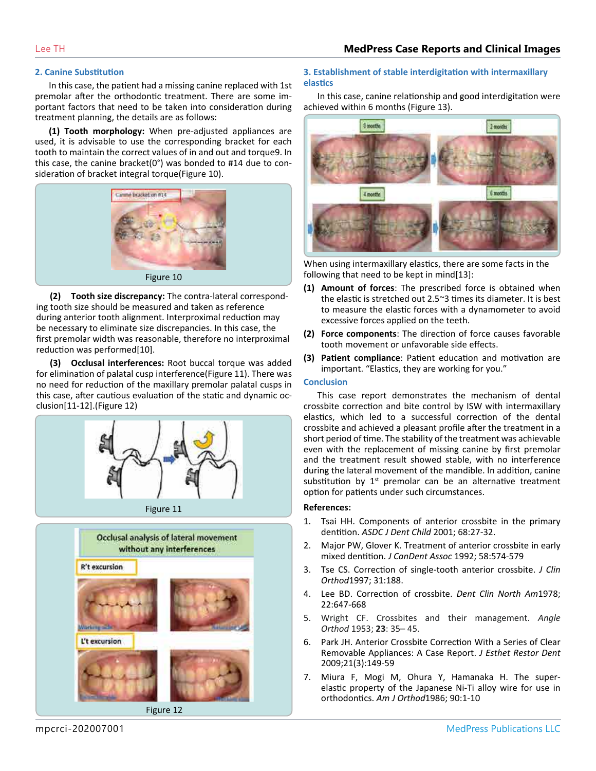### 2. Canine Substitution

In this case, the patient had a missing canine replaced with 1st premolar after the orthodontic treatment. There are some important factors that need to be taken into consideration during treatment planning, the details are as follows:

**(1) Tooth morphology:** When pre-adjusted appliances are used, it is advisable to use the corresponding bracket for each tooth to maintain the correct values of in and out and torque9. In this case, the canine bracket(0°) was bonded to #14 due to consideration of bracket integral torque(Figure 10).

Figure 10

**(2) Tooth size discrepancy:** The contra-lateral corresponding tooth size should be measured and taken as reference during anterior tooth alignment. Interproximal reduction may be necessary to eliminate size discrepancies. In this case, the first premolar width was reasonable, therefore no interproximal reduction was performed[10].

**(3) Occlusal interferences:** Root buccal torque was added for elimination of palatal cusp interference(Figure 11). There was no need for reduction of the maxillary premolar palatal cusps in this case, after cautious evaluation of the static and dynamic occlusion[11-12].(Figure 12)

Figure 11

Figure 12

### 3. Establishment of stable interdigitation with intermaxillary elastics

In this case, canine relationship and good interdigitation were achieved within 6 months (Figure 13).

When using intermaxillary elastics, there are some facts in the following that need to be kept in mind[13]:

**(1) Amount of forces**: The prescribed force is obtained when the elastic is stretched out 2.5~3 times its diameter. It is best to measure the elastic forces with a dynamometer to avoid excessive forces applied on the teeth.

**(2) Force components**: The direction of force causes favorable tooth movement or unfavorable side effects.

**(3) Patient compliance**: Patient education and motivation are important. "Elastics, they are working for you."

## Conclusion

This case report demonstrates the mechanism of dental crossbite correction and bite control by ISW with intermaxillary elastics, which led to a successful correction of the dental crossbite and achieved a pleasant profile after the treatment in a short period of time. The stability of the treatment was achievable even with the replacement of missing canine by first premolar and the treatment result showed stable, with no interference during the lateral movement of the mandible. In addition, canine substitution by 1st premolar can be an alternative treatment option for patients under such circumstances.

## References:

1. Tsai HH. Components of anterior crossbite in the primary dentition. *ASDC J Dent Child* 2001; 68:27-32.
2. Major PW, Glover K. Treatment of anterior crossbite in early mixed dentition. *J CanDent Assoc* 1992; 58:574-579
3. Tse CS. Correction of single-tooth anterior crossbite. *J Clin Orthod*1997; 31:188.
4. Lee BD. Correction of crossbite. *Dent Clin North Am*1978; 22:647-668
5. Wright CF. Crossbites and their management. *Angle Orthod* 1953; **23**: 35– 45.
6. Park JH. Anterior Crossbite Correction With a Series of Clear Removable Appliances: A Case Report. *J Esthet Restor Dent* 2009;21(3):149-59
7. Miura F, Mogi M, Ohura Y, Hamanaka H. The super-elastic property of the Japanese Ni-Ti alloy wire for use in orthodontics. *Am J Orthod*1986; 90:1-10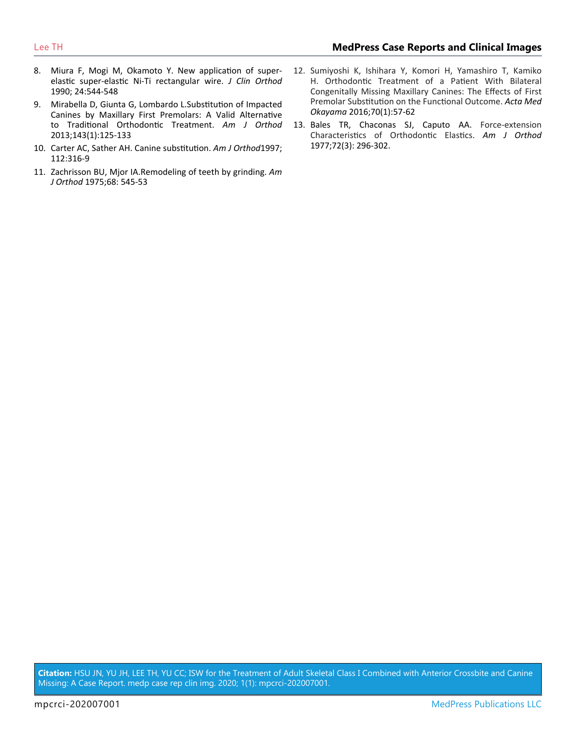8. Miura F, Mogi M, Okamoto Y. New application of super-elastic super-elastic Ni-Ti rectangular wire. *J Clin Orthod* 1990; 24:544-548

9. Mirabella D, Giunta G, Lombardo L.Substitution of Impacted Canines by Maxillary First Premolars: A Valid Alternative to Traditional Orthodontic Treatment. *Am J Orthod* 2013;143(1):125-133

10. Carter AC, Sather AH. Canine substitution. *Am J Orthod*1997; 112:316-9

11. Zachrisson BU, Mjor IA.Remodeling of teeth by grinding. *Am J Orthod* 1975;68: 545-53

12. Sumiyoshi K, Ishihara Y, Komori H, Yamashiro T, Kamiko H. Orthodontic Treatment of a Patient With Bilateral Congenitally Missing Maxillary Canines: The Effects of First Premolar Substitution on the Functional Outcome. *Acta Med Okayama* 2016;70(1):57-62

13. Bales TR, Chaconas SJ, Caputo AA. Force-extension Characteristics of Orthodontic Elastics. *Am J Orthod* 1977;72(3): 296-302.

**Citation:** HSU JN, YU JH, LEE TH, YU CC; ISW for the Treatment of Adult Skeletal Class I Combined with Anterior Crossbite and Canine Missing: A Case Report. medp case rep clin img. 2020; 1(1): mpcrci-202007001.